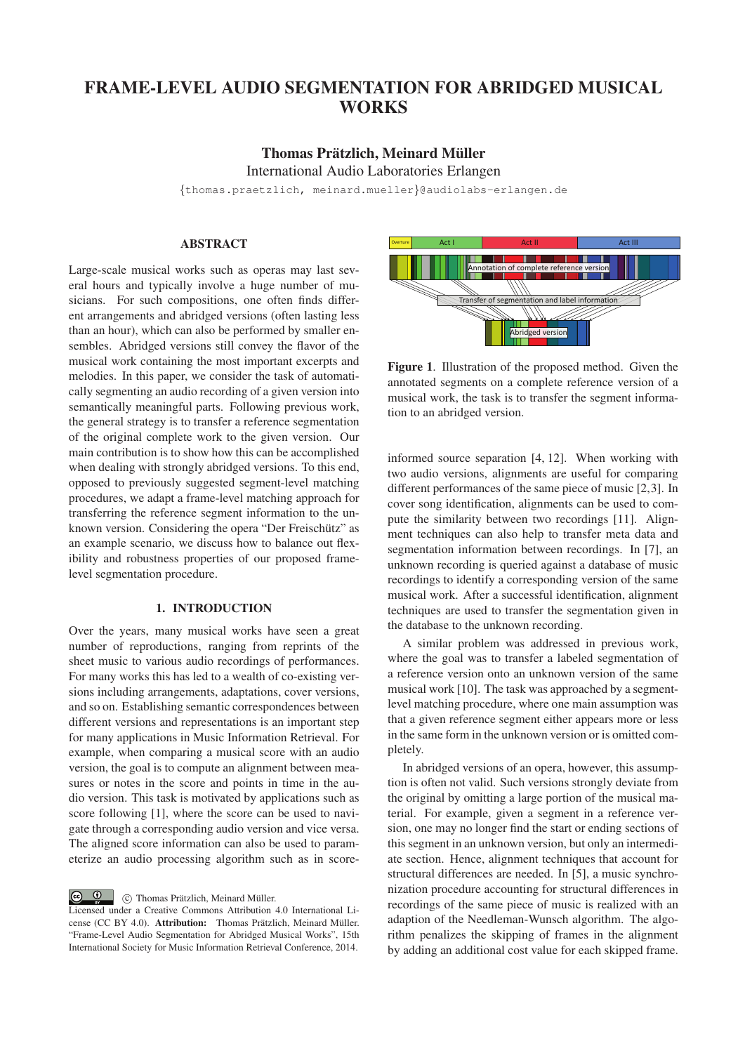# FRAME-LEVEL AUDIO SEGMENTATION FOR ABRIDGED MUSICAL WORKS

**Thomas Prätzlich, Meinard Müller**
International Audio Laboratories Erlangen
{thomas.praetzlich, meinard.mueller}@audiolabs-erlangen.de

## ABSTRACT

Large-scale musical works such as operas may last several hours and typically involve a huge number of musicians. For such compositions, one often finds different arrangements and abridged versions (often lasting less than an hour), which can also be performed by smaller ensembles. Abridged versions still convey the flavor of the musical work containing the most important excerpts and melodies. In this paper, we consider the task of automatically segmenting an audio recording of a given version into semantically meaningful parts. Following previous work, the general strategy is to transfer a reference segmentation of the original complete work to the given version. Our main contribution is to show how this can be accomplished when dealing with strongly abridged versions. To this end, opposed to previously suggested segment-level matching procedures, we adapt a frame-level matching approach for transferring the reference segment information to the unknown version. Considering the opera "Der Freischütz" as an example scenario, we discuss how to balance out flexibility and robustness properties of our proposed frame-level segmentation procedure.

## 1. INTRODUCTION

Over the years, many musical works have seen a great number of reproductions, ranging from reprints of the sheet music to various audio recordings of performances. For many works this has led to a wealth of co-existing versions including arrangements, adaptations, cover versions, and so on. Establishing semantic correspondences between different versions and representations is an important step for many applications in Music Information Retrieval. For example, when comparing a musical score with an audio version, the goal is to compute an alignment between measures or notes in the score and points in time in the audio version. This task is motivated by applications such as score following [1], where the score can be used to navigate through a corresponding audio version and vice versa. The aligned score information can also be used to parameterize an audio processing algorithm such as in score-informed source separation [4, 12]. When working with two audio versions, alignments are useful for comparing different performances of the same piece of music [2,3]. In cover song identification, alignments can be used to compute the similarity between two recordings [11]. Alignment techniques can also help to transfer meta data and segmentation information between recordings. In [7], an unknown recording is queried against a database of music recordings to identify a corresponding version of the same musical work. After a successful identification, alignment techniques are used to transfer the segmentation given in the database to the unknown recording.

Overture | Act I | Act II | Act III

Annotation of complete reference version

Transfer of segmentation and label information

Abridged version

**Figure 1**. Illustration of the proposed method. Given the annotated segments on a complete reference version of a musical work, the task is to transfer the segment information to an abridged version.

A similar problem was addressed in previous work, where the goal was to transfer a labeled segmentation of a reference version onto an unknown version of the same musical work [10]. The task was approached by a segment-level matching procedure, where one main assumption was that a given reference segment either appears more or less in the same form in the unknown version or is omitted completely.

In abridged versions of an opera, however, this assumption is often not valid. Such versions strongly deviate from the original by omitting a large portion of the musical material. For example, given a segment in a reference version, one may no longer find the start or ending sections of this segment in an unknown version, but only an intermediate section. Hence, alignment techniques that account for structural differences are needed. In [5], a music synchronization procedure accounting for structural differences in recordings of the same piece of music is realized with an adaption of the Needleman-Wunsch algorithm. The algorithm penalizes the skipping of frames in the alignment by adding an additional cost value for each skipped frame.

© Thomas Prätzlich, Meinard Müller.
Licensed under a Creative Commons Attribution 4.0 International License (CC BY 4.0). **Attribution:** Thomas Prätzlich, Meinard Müller. "Frame-Level Audio Segmentation for Abridged Musical Works", 15th International Society for Music Information Retrieval Conference, 2014.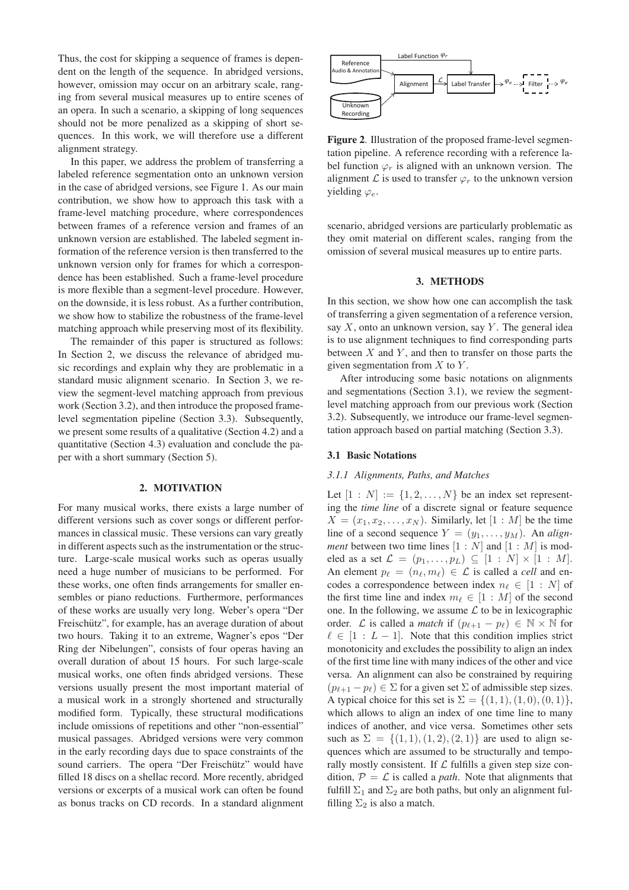Thus, the cost for skipping a sequence of frames is dependent on the length of the sequence. In abridged versions, however, omission may occur on an arbitrary scale, ranging from several musical measures up to entire scenes of an opera. In such a scenario, a skipping of long sequences should not be more penalized as a skipping of short sequences. In this work, we will therefore use a different alignment strategy.

In this paper, we address the problem of transferring a labeled reference segmentation onto an unknown version in the case of abridged versions, see Figure 1. As our main contribution, we show how to approach this task with a frame-level matching procedure, where correspondences between frames of a reference version and frames of an unknown version are established. The labeled segment information of the reference version is then transferred to the unknown version only for frames for which a correspondence has been established. Such a frame-level procedure is more flexible than a segment-level procedure. However, on the downside, it is less robust. As a further contribution, we show how to stabilize the robustness of the frame-level matching approach while preserving most of its flexibility.

The remainder of this paper is structured as follows: In Section 2, we discuss the relevance of abridged music recordings and explain why they are problematic in a standard music alignment scenario. In Section 3, we review the segment-level matching approach from previous work (Section 3.2), and then introduce the proposed frame-level segmentation pipeline (Section 3.3). Subsequently, we present some results of a qualitative (Section 4.2) and a quantitative (Section 4.3) evaluation and conclude the paper with a short summary (Section 5).

## 2. MOTIVATION

For many musical works, there exists a large number of different versions such as cover songs or different performances in classical music. These versions can vary greatly in different aspects such as the instrumentation or the structure. Large-scale musical works such as operas usually need a huge number of musicians to be performed. For these works, one often finds arrangements for smaller ensembles or piano reductions. Furthermore, performances of these works are usually very long. Weber's opera "Der Freischütz", for example, has an average duration of about two hours. Taking it to an extreme, Wagner's epos "Der Ring der Nibelungen", consists of four operas having an overall duration of about 15 hours. For such large-scale musical works, one often finds abridged versions. These versions usually present the most important material of a musical work in a strongly shortened and structurally modified form. Typically, these structural modifications include omissions of repetitions and other "non-essential" musical passages. Abridged versions were very common in the early recording days due to space constraints of the sound carriers. The opera "Der Freischütz" would have filled 18 discs on a shellac record. More recently, abridged versions or excerpts of a musical work can often be found as bonus tracks on CD records. In a standard alignment scenario, abridged versions are particularly problematic as they omit material on different scales, ranging from the omission of several musical measures up to entire parts.

**Figure 2**. Illustration of the proposed frame-level segmentation pipeline. A reference recording with a reference label function $\varphi_r$ is aligned with an unknown version. The alignment $\mathcal{L}$ is used to transfer $\varphi_r$ to the unknown version yielding $\varphi_e$.

## 3. METHODS

In this section, we show how one can accomplish the task of transferring a given segmentation of a reference version, say $X$, onto an unknown version, say $Y$. The general idea is to use alignment techniques to find corresponding parts between $X$ and $Y$, and then to transfer on those parts the given segmentation from $X$ to $Y$.

After introducing some basic notations on alignments and segmentations (Section 3.1), we review the segment-level matching approach from our previous work (Section 3.2). Subsequently, we introduce our frame-level segmentation approach based on partial matching (Section 3.3).

### 3.1 Basic Notations

#### *3.1.1 Alignments, Paths, and Matches*

Let $[1:N] := \{1, 2, \ldots, N\}$ be an index set representing the *time line* of a discrete signal or feature sequence $X = (x_1, x_2, \ldots, x_N)$. Similarly, let $[1:M]$ be the time line of a second sequence $Y = (y_1, \ldots, y_M)$. An *alignment* between two time lines $[1:N]$ and $[1:M]$ is modeled as a set $\mathcal{L} = (p_1, \ldots, p_L) \subseteq [1:N] \times [1:M]$. An element $p_\ell = (n_\ell, m_\ell) \in \mathcal{L}$ is called a *cell* and encodes a correspondence between index $n_\ell \in [1:N]$ of the first time line and index $m_\ell \in [1:M]$ of the second one. In the following, we assume $\mathcal{L}$ to be in lexicographic order. $\mathcal{L}$ is called a *match* if $(p_{\ell+1} - p_\ell) \in \mathbb{N} \times \mathbb{N}$ for $\ell \in [1:L-1]$. Note that this condition implies strict monotonicity and excludes the possibility to align an index of the first time line with many indices of the other and vice versa. An alignment can also be constrained by requiring $(p_{\ell+1} - p_\ell) \in \Sigma$ for a given set $\Sigma$ of admissible step sizes. A typical choice for this set is $\Sigma = \{(1,1), (1,0), (0,1)\}$, which allows to align an index of one time line to many indices of another, and vice versa. Sometimes other sets such as $\Sigma = \{(1,1), (1,2), (2,1)\}$ are used to align sequences which are assumed to be structurally and temporally mostly consistent. If $\mathcal{L}$ fulfills a given step size condition, $\mathcal{P} = \mathcal{L}$ is called a *path*. Note that alignments that fulfill $\Sigma_1$ and $\Sigma_2$ are both paths, but only an alignment fulfilling $\Sigma_2$ is also a match.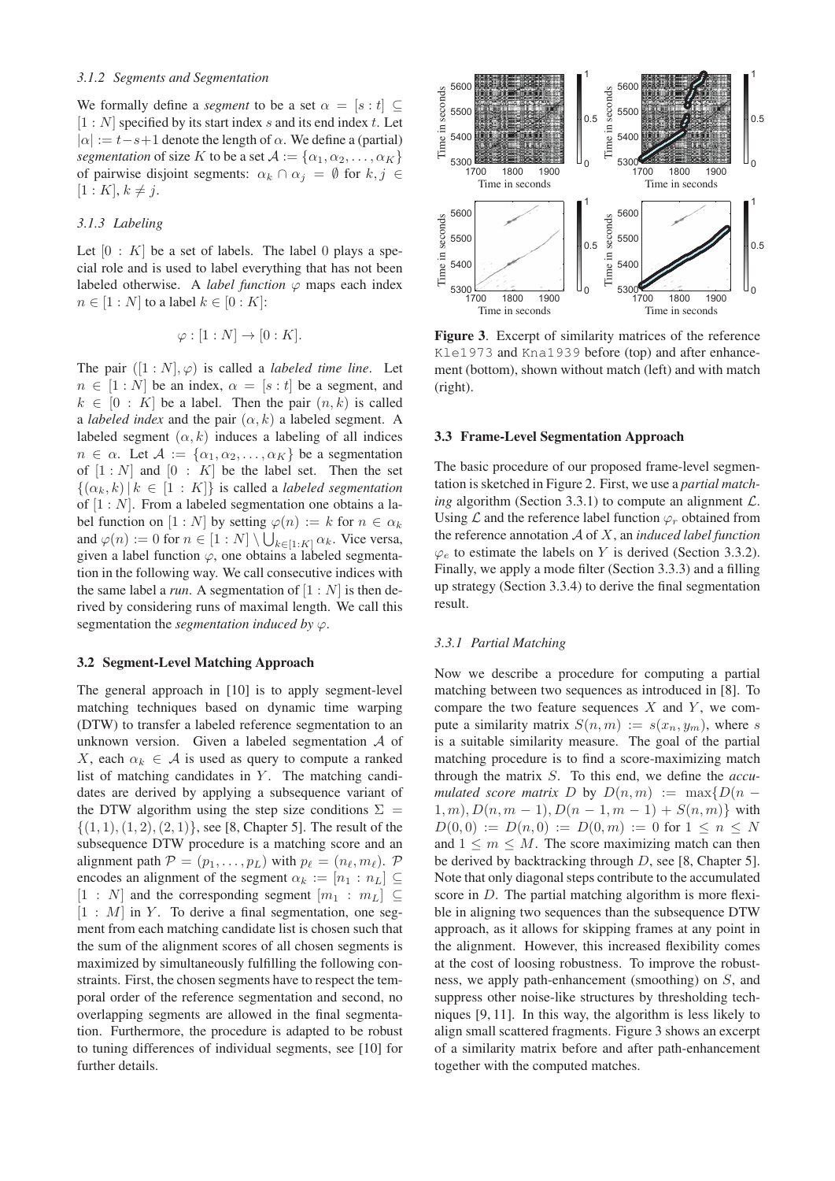#### 3.1.2 Segments and Segmentation

We formally define a *segment* to be a set $\alpha = [s : t] \subseteq [1 : N]$ specified by its start index $s$ and its end index $t$. Let $|\alpha| := t - s + 1$ denote the length of $\alpha$. We define a (partial) *segmentation* of size $K$ to be a set $\mathcal{A} := \{\alpha_1, \alpha_2, \ldots, \alpha_K\}$ of pairwise disjoint segments: $\alpha_k \cap \alpha_j = \emptyset$ for $k, j \in [1 : K]$, $k \neq j$.

#### 3.1.3 Labeling

Let $[0 : K]$ be a set of labels. The label 0 plays a special role and is used to label everything that has not been labeled otherwise. A *label function* $\varphi$ maps each index $n \in [1 : N]$ to a label $k \in [0 : K]$:

$$\varphi : [1 : N] \to [0 : K].$$

The pair $([1 : N], \varphi)$ is called a *labeled time line*. Let $n \in [1 : N]$ be an index, $\alpha = [s : t]$ be a segment, and $k \in [0 : K]$ be a label. Then the pair $(n, k)$ is called a *labeled index* and the pair $(\alpha, k)$ a labeled segment. A labeled segment $(\alpha, k)$ induces a labeling of all indices $n \in \alpha$. Let $\mathcal{A} := \{\alpha_1, \alpha_2, \ldots, \alpha_K\}$ be a segmentation of $[1 : N]$ and $[0 : K]$ be the label set. Then the set $\{(\alpha_k, k) \,|\, k \in [1 : K]\}$ is called a *labeled segmentation* of $[1 : N]$. From a labeled segmentation one obtains a label function on $[1 : N]$ by setting $\varphi(n) := k$ for $n \in \alpha_k$ and $\varphi(n) := 0$ for $n \in [1 : N] \setminus \bigcup_{k \in [1:K]} \alpha_k$. Vice versa, given a label function $\varphi$, one obtains a labeled segmentation in the following way. We call consecutive indices with the same label a *run*. A segmentation of $[1 : N]$ is then derived by considering runs of maximal length. We call this segmentation the *segmentation induced by* $\varphi$.

### 3.2 Segment-Level Matching Approach

The general approach in [10] is to apply segment-level matching techniques based on dynamic time warping (DTW) to transfer a labeled reference segmentation to an unknown version. Given a labeled segmentation $\mathcal{A}$ of $X$, each $\alpha_k \in \mathcal{A}$ is used as query to compute a ranked list of matching candidates in $Y$. The matching candidates are derived by applying a subsequence variant of the DTW algorithm using the step size conditions $\Sigma = \{(1, 1), (1, 2), (2, 1)\}$, see [8, Chapter 5]. The result of the subsequence DTW procedure is a matching score and an alignment path $\mathcal{P} = (p_1, \ldots, p_L)$ with $p_\ell = (n_\ell, m_\ell)$. $\mathcal{P}$ encodes an alignment of the segment $\alpha_k := [n_1 : n_L] \subseteq [1 : N]$ and the corresponding segment $[m_1 : m_L] \subseteq [1 : M]$ in $Y$. To derive a final segmentation, one segment from each matching candidate list is chosen such that the sum of the alignment scores of all chosen segments is maximized by simultaneously fulfilling the following constraints. First, the chosen segments have to respect the temporal order of the reference segmentation and second, no overlapping segments are allowed in the final segmentation. Furthermore, the procedure is adapted to be robust to tuning differences of individual segments, see [10] for further details.

**Figure 3**. Excerpt of similarity matrices of the reference `Kle1973` and `Kna1939` before (top) and after enhancement (bottom), shown without match (left) and with match (right).

### 3.3 Frame-Level Segmentation Approach

The basic procedure of our proposed frame-level segmentation is sketched in Figure 2. First, we use a *partial matching* algorithm (Section 3.3.1) to compute an alignment $\mathcal{L}$. Using $\mathcal{L}$ and the reference label function $\varphi_r$ obtained from the reference annotation $\mathcal{A}$ of $X$, an *induced label function* $\varphi_e$ to estimate the labels on $Y$ is derived (Section 3.3.2). Finally, we apply a mode filter (Section 3.3.3) and a filling up strategy (Section 3.3.4) to derive the final segmentation result.

#### 3.3.1 Partial Matching

Now we describe a procedure for computing a partial matching between two sequences as introduced in [8]. To compare the two feature sequences $X$ and $Y$, we compute a similarity matrix $S(n, m) := s(x_n, y_m)$, where $s$ is a suitable similarity measure. The goal of the partial matching procedure is to find a score-maximizing match through the matrix $S$. To this end, we define the *accumulated score matrix* $D$ by $D(n, m) := \max\{D(n-1, m), D(n, m-1), D(n-1, m-1) + S(n, m)\}$ with $D(0, 0) := D(n, 0) := D(0, m) := 0$ for $1 \leq n \leq N$ and $1 \leq m \leq M$. The score maximizing match can then be derived by backtracking through $D$, see [8, Chapter 5]. Note that only diagonal steps contribute to the accumulated score in $D$. The partial matching algorithm is more flexible in aligning two sequences than the subsequence DTW approach, as it allows for skipping frames at any point in the alignment. However, this increased flexibility comes at the cost of loosing robustness. To improve the robustness, we apply path-enhancement (smoothing) on $S$, and suppress other noise-like structures by thresholding techniques [9, 11]. In this way, the algorithm is less likely to align small scattered fragments. Figure 3 shows an excerpt of a similarity matrix before and after path-enhancement together with the computed matches.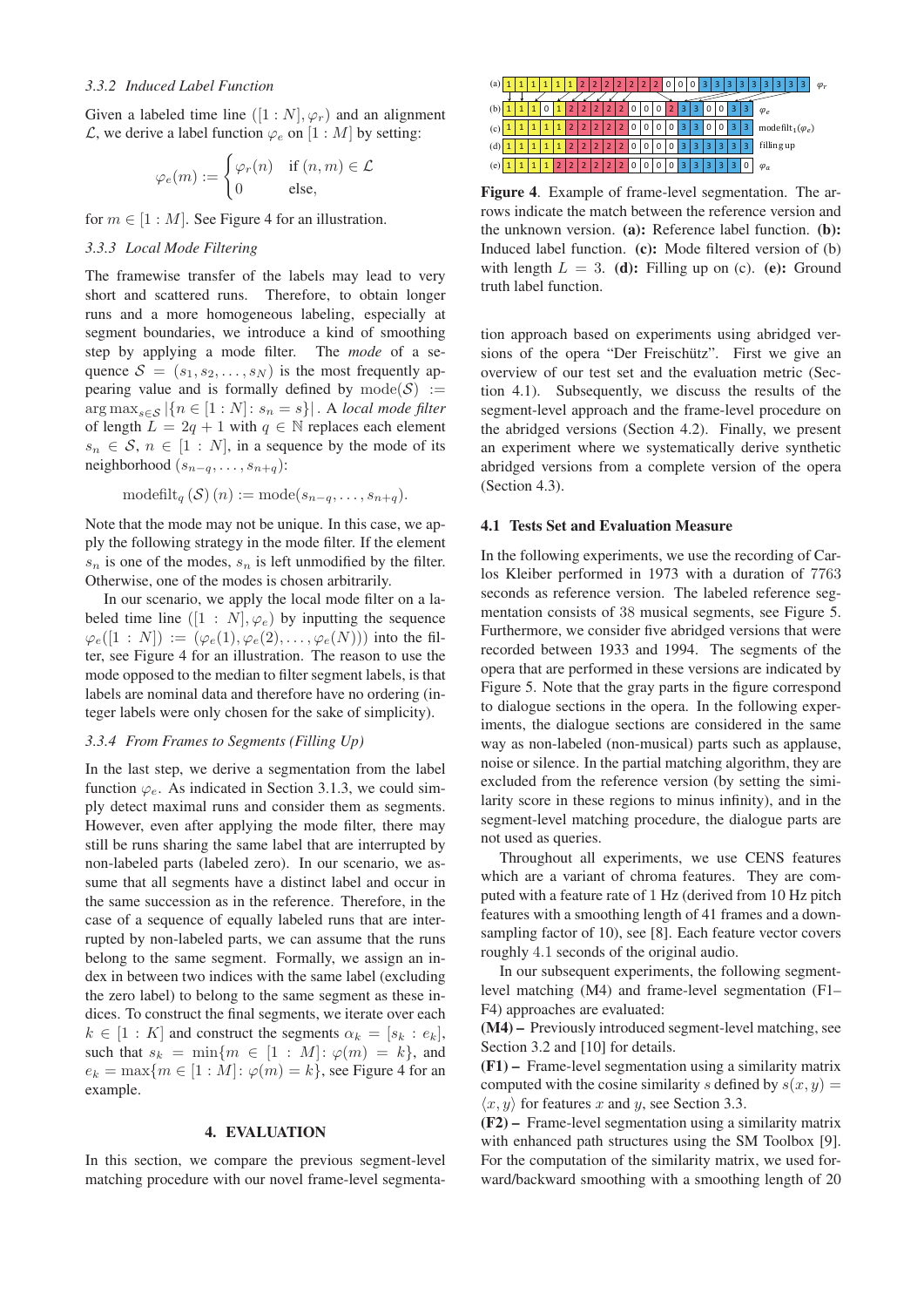#### 3.3.2 Induced Label Function

Given a labeled time line $([1:N], \varphi_r)$ and an alignment $\mathcal{L}$, we derive a label function $\varphi_e$ on $[1:M]$ by setting:

$$\varphi_e(m) := \begin{cases} \varphi_r(n) & \text{if } (n,m) \in \mathcal{L} \\ 0 & \text{else,} \end{cases}$$

for $m \in [1:M]$. See Figure 4 for an illustration.

#### 3.3.3 Local Mode Filtering

The framewise transfer of the labels may lead to very short and scattered runs. Therefore, to obtain longer runs and a more homogeneous labeling, especially at segment boundaries, we introduce a kind of smoothing step by applying a mode filter. The *mode* of a sequence $\mathcal{S} = (s_1, s_2, \ldots, s_N)$ is the most frequently appearing value and is formally defined by $\text{mode}(\mathcal{S}) := \arg\max_{s \in \mathcal{S}} |\{n \in [1:N] \colon s_n = s\}|$. A *local mode filter* of length $L = 2q+1$ with $q \in \mathbb{N}$ replaces each element $s_n \in \mathcal{S}$, $n \in [1:N]$, in a sequence by the mode of its neighborhood $(s_{n-q}, \ldots, s_{n+q})$:

$$\text{modefilt}_q(\mathcal{S})(n) := \text{mode}(s_{n-q}, \ldots, s_{n+q}).$$

Note that the mode may not be unique. In this case, we apply the following strategy in the mode filter. If the element $s_n$ is one of the modes, $s_n$ is left unmodified by the filter. Otherwise, one of the modes is chosen arbitrarily.

In our scenario, we apply the local mode filter on a labeled time line $([1:N], \varphi_e)$ by inputting the sequence $\varphi_e([1:N]) := (\varphi_e(1), \varphi_e(2), \ldots, \varphi_e(N))$ into the filter, see Figure 4 for an illustration. The reason to use the mode opposed to the median to filter segment labels, is that labels are nominal data and therefore have no ordering (integer labels were only chosen for the sake of simplicity).

#### 3.3.4 From Frames to Segments (Filling Up)

In the last step, we derive a segmentation from the label function $\varphi_e$. As indicated in Section 3.1.3, we could simply detect maximal runs and consider them as segments. However, even after applying the mode filter, there may still be runs sharing the same label that are interrupted by non-labeled parts (labeled zero). In our scenario, we assume that all segments have a distinct label and occur in the same succession as in the reference. Therefore, in the case of a sequence of equally labeled runs that are interrupted by non-labeled parts, we can assume that the runs belong to the same segment. Formally, we assign an index in between two indices with the same label (excluding the zero label) to belong to the same segment as these indices. To construct the final segments, we iterate over each $k \in [1:K]$ and construct the segments $\alpha_k = [s_k : e_k]$, such that $s_k = \min\{m \in [1:M] \colon \varphi(m) = k\}$, and $e_k = \max\{m \in [1:M] \colon \varphi(m) = k\}$, see Figure 4 for an example.

## 4. EVALUATION

In this section, we compare the previous segment-level matching procedure with our novel frame-level segmentation approach based on experiments using abridged versions of the opera "Der Freischütz". First we give an overview of our test set and the evaluation metric (Section 4.1). Subsequently, we discuss the results of the segment-level approach and the frame-level procedure on the abridged versions (Section 4.2). Finally, we present an experiment where we systematically derive synthetic abridged versions from a complete version of the opera (Section 4.3).

| (a) | 1 | 1 | 1 | 1 | 1 | 1 | 2 | 2 | 2 | 2 | 2 | 2 | 2 | 0 | 0 | 0 | 3 | 3 | 3 | 3 | 3 | 3 | 3 | 3 | 3 | $\varphi_r$ |
|---|---|---|---|---|---|---|---|---|---|---|---|---|---|---|---|---|---|---|---|---|---|---|---|---|---|---|
| (b) | 1 | 1 | 1 | 0 | 1 | 2 | 2 | 2 | 2 | 2 | 0 | 0 | 0 | 2 | 3 | 3 | 0 | 0 | 3 | 3 | $\varphi_e$ | | | | | |
| (c) | 1 | 1 | 1 | 1 | 1 | 2 | 2 | 2 | 2 | 2 | 0 | 0 | 0 | 0 | 3 | 3 | 0 | 0 | 3 | 3 | $\text{modefilt}_1(\varphi_e)$ | | | | | |
| (d) | 1 | 1 | 1 | 1 | 1 | 2 | 2 | 2 | 2 | 2 | 0 | 0 | 0 | 0 | 3 | 3 | 3 | 3 | 3 | 3 | filling up | | | | | |
| (e) | 1 | 1 | 1 | 1 | 2 | 2 | 2 | 2 | 2 | 2 | 0 | 0 | 0 | 0 | 3 | 3 | 3 | 3 | 3 | 0 | $\varphi_a$ | | | | | |

**Figure 4**. Example of frame-level segmentation. The arrows indicate the match between the reference version and the unknown version. **(a):** Reference label function. **(b):** Induced label function. **(c):** Mode filtered version of (b) with length $L = 3$. **(d):** Filling up on (c). **(e):** Ground truth label function.

### 4.1 Tests Set and Evaluation Measure

In the following experiments, we use the recording of Carlos Kleiber performed in 1973 with a duration of 7763 seconds as reference version. The labeled reference segmentation consists of 38 musical segments, see Figure 5. Furthermore, we consider five abridged versions that were recorded between 1933 and 1994. The segments of the opera that are performed in these versions are indicated by Figure 5. Note that the gray parts in the figure correspond to dialogue sections in the opera. In the following experiments, the dialogue sections are considered in the same way as non-labeled (non-musical) parts such as applause, noise or silence. In the partial matching algorithm, they are excluded from the reference version (by setting the similarity score in these regions to minus infinity), and in the segment-level matching procedure, the dialogue parts are not used as queries.

Throughout all experiments, we use CENS features which are a variant of chroma features. They are computed with a feature rate of 1 Hz (derived from 10 Hz pitch features with a smoothing length of 41 frames and a downsampling factor of 10), see [8]. Each feature vector covers roughly 4.1 seconds of the original audio.

In our subsequent experiments, the following segment-level matching (M4) and frame-level segmentation (F1–F4) approaches are evaluated:

**(M4) –** Previously introduced segment-level matching, see Section 3.2 and [10] for details.

**(F1) –** Frame-level segmentation using a similarity matrix computed with the cosine similarity $s$ defined by $s(x,y) = \langle x, y \rangle$ for features $x$ and $y$, see Section 3.3.

**(F2) –** Frame-level segmentation using a similarity matrix with enhanced path structures using the SM Toolbox [9]. For the computation of the similarity matrix, we used forward/backward smoothing with a smoothing length of 20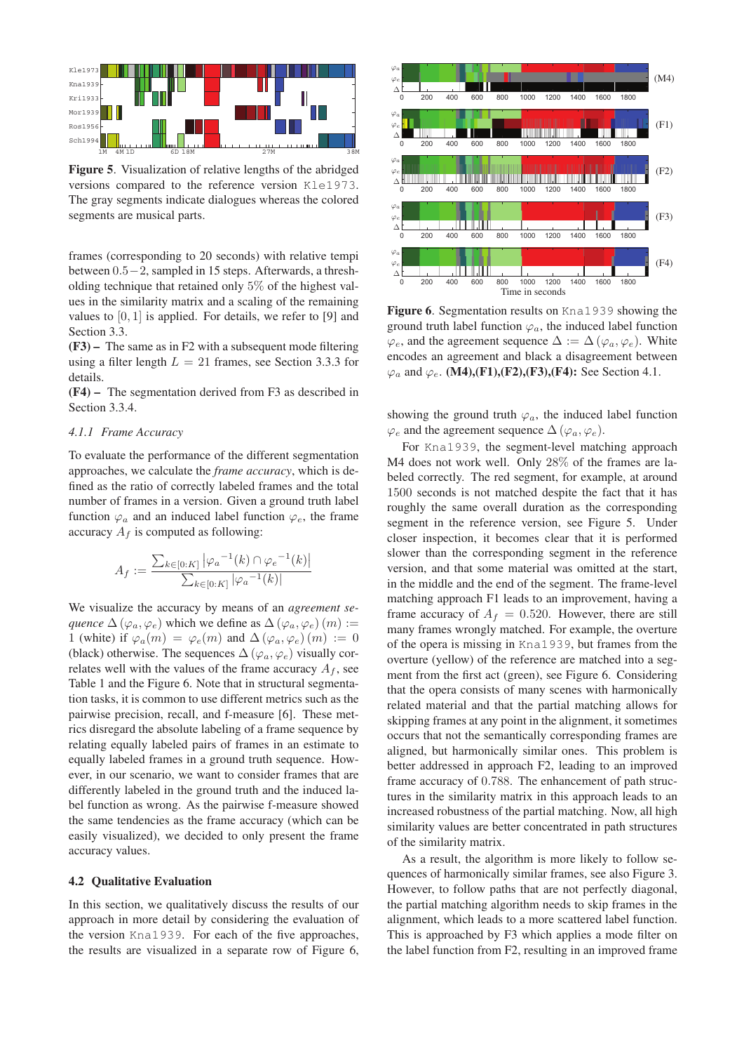**Figure 5**. Visualization of relative lengths of the abridged versions compared to the reference version Kle1973. The gray segments indicate dialogues whereas the colored segments are musical parts.

frames (corresponding to 20 seconds) with relative tempi between $0.5-2$, sampled in 15 steps. Afterwards, a thresholding technique that retained only $5\%$ of the highest values in the similarity matrix and a scaling of the remaining values to $[0,1]$ is applied. For details, we refer to [9] and Section 3.3.

**(F3) –** The same as in F2 with a subsequent mode filtering using a filter length $L = 21$ frames, see Section 3.3.3 for details.

**(F4) –** The segmentation derived from F3 as described in Section 3.3.4.

### 4.1.1 Frame Accuracy

To evaluate the performance of the different segmentation approaches, we calculate the *frame accuracy*, which is defined as the ratio of correctly labeled frames and the total number of frames in a version. Given a ground truth label function $\varphi_a$ and an induced label function $\varphi_e$, the frame accuracy $A_f$ is computed as following:

$$A_f := \frac{\sum_{k\in[0:K]} \left|{\varphi_a}^{-1}(k) \cap {\varphi_e}^{-1}(k)\right|}{\sum_{k\in[0:K]} \left|{\varphi_a}^{-1}(k)\right|}$$

We visualize the accuracy by means of an *agreement sequence* $\Delta(\varphi_a, \varphi_e)$ which we define as $\Delta(\varphi_a, \varphi_e)(m) := 1$ (white) if $\varphi_a(m) = \varphi_e(m)$ and $\Delta(\varphi_a, \varphi_e)(m) := 0$ (black) otherwise. The sequences $\Delta(\varphi_a, \varphi_e)$ visually correlates well with the values of the frame accuracy $A_f$, see Table 1 and the Figure 6. Note that in structural segmentation tasks, it is common to use different metrics such as the pairwise precision, recall, and f-measure [6]. These metrics disregard the absolute labeling of a frame sequence by relating equally labeled pairs of frames in an estimate to equally labeled frames in a ground truth sequence. However, in our scenario, we want to consider frames that are differently labeled in the ground truth and the induced label function as wrong. As the pairwise f-measure showed the same tendencies as the frame accuracy (which can be easily visualized), we decided to only present the frame accuracy values.

## 4.2 Qualitative Evaluation

In this section, we qualitatively discuss the results of our approach in more detail by considering the evaluation of the version Kna1939. For each of the five approaches, the results are visualized in a separate row of Figure 6, showing the ground truth $\varphi_a$, the induced label function $\varphi_e$ and the agreement sequence $\Delta(\varphi_a, \varphi_e)$.

**Figure 6**. Segmentation results on Kna1939 showing the ground truth label function $\varphi_a$, the induced label function $\varphi_e$, and the agreement sequence $\Delta := \Delta(\varphi_a, \varphi_e)$. White encodes an agreement and black a disagreement between $\varphi_a$ and $\varphi_e$. **(M4),(F1),(F2),(F3),(F4):** See Section 4.1.

For Kna1939, the segment-level matching approach M4 does not work well. Only $28\%$ of the frames are labeled correctly. The red segment, for example, at around 1500 seconds is not matched despite the fact that it has roughly the same overall duration as the corresponding segment in the reference version, see Figure 5. Under closer inspection, it becomes clear that it is performed slower than the corresponding segment in the reference version, and that some material was omitted at the start, in the middle and the end of the segment. The frame-level matching approach F1 leads to an improvement, having a frame accuracy of $A_f = 0.520$. However, there are still many frames wrongly matched. For example, the overture of the opera is missing in Kna1939, but frames from the overture (yellow) of the reference are matched into a segment from the first act (green), see Figure 6. Considering that the opera consists of many scenes with harmonically related material and that the partial matching allows for skipping frames at any point in the alignment, it sometimes occurs that not the semantically corresponding frames are aligned, but harmonically similar ones. This problem is better addressed in approach F2, leading to an improved frame accuracy of 0.788. The enhancement of path structures in the similarity matrix in this approach leads to an increased robustness of the partial matching. Now, all high similarity values are better concentrated in path structures of the similarity matrix.

As a result, the algorithm is more likely to follow sequences of harmonically similar frames, see also Figure 3. However, to follow paths that are not perfectly diagonal, the partial matching algorithm needs to skip frames in the alignment, which leads to a more scattered label function. This is approached by F3 which applies a mode filter on the label function from F2, resulting in an improved frame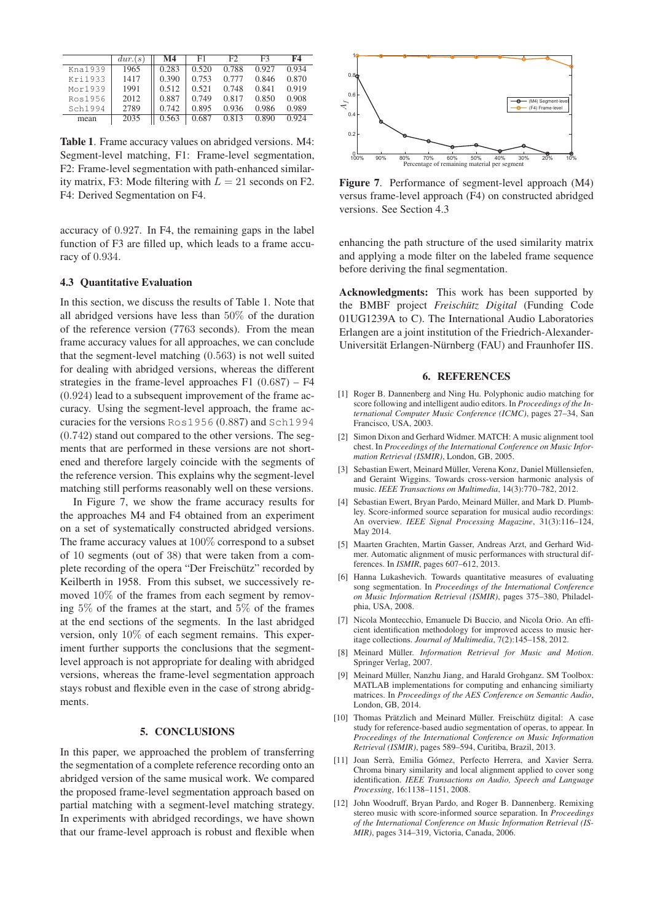| | $dur.(s)$ | **M4** | F1 | F2 | F3 | **F4** |
|---|---|---|---|---|---|---|
| Kna1939 | 1965 | 0.283 | 0.520 | 0.788 | 0.927 | 0.934 |
| Kri1933 | 1417 | 0.390 | 0.753 | 0.777 | 0.846 | 0.870 |
| Mor1939 | 1991 | 0.512 | 0.521 | 0.748 | 0.841 | 0.919 |
| Ros1956 | 2012 | 0.887 | 0.749 | 0.817 | 0.850 | 0.908 |
| Sch1994 | 2789 | 0.742 | 0.895 | 0.936 | 0.986 | 0.989 |
| mean | 2035 | 0.563 | 0.687 | 0.813 | 0.890 | 0.924 |

**Table 1**. Frame accuracy values on abridged versions. M4: Segment-level matching, F1: Frame-level segmentation, F2: Frame-level segmentation with path-enhanced similarity matrix, F3: Mode filtering with $L = 21$ seconds on F2. F4: Derived Segmentation on F4.

accuracy of 0.927. In F4, the remaining gaps in the label function of F3 are filled up, which leads to a frame accuracy of 0.934.

### 4.3 Quantitative Evaluation

In this section, we discuss the results of Table 1. Note that all abridged versions have less than 50% of the duration of the reference version (7763 seconds). From the mean frame accuracy values for all approaches, we can conclude that the segment-level matching (0.563) is not well suited for dealing with abridged versions, whereas the different strategies in the frame-level approaches F1 (0.687) – F4 (0.924) lead to a subsequent improvement of the frame accuracy. Using the segment-level approach, the frame accuracies for the versions Ros1956 (0.887) and Sch1994 (0.742) stand out compared to the other versions. The segments that are performed in these versions are not shortened and therefore largely coincide with the segments of the reference version. This explains why the segment-level matching still performs reasonably well on these versions.

In Figure 7, we show the frame accuracy results for the approaches M4 and F4 obtained from an experiment on a set of systematically constructed abridged versions. The frame accuracy values at 100% correspond to a subset of 10 segments (out of 38) that were taken from a complete recording of the opera "Der Freischütz" recorded by Keilberth in 1958. From this subset, we successively removed 10% of the frames from each segment by removing 5% of the frames at the start, and 5% of the frames at the end sections of the segments. In the last abridged version, only 10% of each segment remains. This experiment further supports the conclusions that the segment-level approach is not appropriate for dealing with abridged versions, whereas the frame-level segmentation approach stays robust and flexible even in the case of strong abridgments.

$A_f$
(M4) Segment-level
(F4) Frame-level
Percentage of remaining material per segment

**Figure 7**. Performance of segment-level approach (M4) versus frame-level approach (F4) on constructed abridged versions. See Section 4.3

## 5. CONCLUSIONS

In this paper, we approached the problem of transferring the segmentation of a complete reference recording onto an abridged version of the same musical work. We compared the proposed frame-level segmentation approach based on partial matching with a segment-level matching strategy. In experiments with abridged recordings, we have shown that our frame-level approach is robust and flexible when enhancing the path structure of the used similarity matrix and applying a mode filter on the labeled frame sequence before deriving the final segmentation.

**Acknowledgments:** This work has been supported by the BMBF project *Freischütz Digital* (Funding Code 01UG1239A to C). The International Audio Laboratories Erlangen are a joint institution of the Friedrich-Alexander-Universität Erlangen-Nürnberg (FAU) and Fraunhofer IIS.

## 6. REFERENCES

[1] Roger B. Dannenberg and Ning Hu. Polyphonic audio matching for score following and intelligent audio editors. In *Proceedings of the International Computer Music Conference (ICMC)*, pages 27–34, San Francisco, USA, 2003.

[2] Simon Dixon and Gerhard Widmer. MATCH: A music alignment tool chest. In *Proceedings of the International Conference on Music Information Retrieval (ISMIR)*, London, GB, 2005.

[3] Sebastian Ewert, Meinard Müller, Verena Konz, Daniel Müllensiefen, and Geraint Wiggins. Towards cross-version harmonic analysis of music. *IEEE Transactions on Multimedia*, 14(3):770–782, 2012.

[4] Sebastian Ewert, Bryan Pardo, Meinard Müller, and Mark D. Plumbley. Score-informed source separation for musical audio recordings: An overview. *IEEE Signal Processing Magazine*, 31(3):116–124, May 2014.

[5] Maarten Grachten, Martin Gasser, Andreas Arzt, and Gerhard Widmer. Automatic alignment of music performances with structural differences. In *ISMIR*, pages 607–612, 2013.

[6] Hanna Lukashevich. Towards quantitative measures of evaluating song segmentation. In *Proceedings of the International Conference on Music Information Retrieval (ISMIR)*, pages 375–380, Philadelphia, USA, 2008.

[7] Nicola Montecchio, Emanuele Di Buccio, and Nicola Orio. An efficient identification methodology for improved access to music heritage collections. *Journal of Multimedia*, 7(2):145–158, 2012.

[8] Meinard Müller. *Information Retrieval for Music and Motion*. Springer Verlag, 2007.

[9] Meinard Müller, Nanzhu Jiang, and Harald Grohganz. SM Toolbox: MATLAB implementations for computing and enhancing similiarty matrices. In *Proceedings of the AES Conference on Semantic Audio*, London, GB, 2014.

[10] Thomas Prätzlich and Meinard Müller. Freischütz digital: A case study for reference-based audio segmentation of operas, to appear. In *Proceedings of the International Conference on Music Information Retrieval (ISMIR)*, pages 589–594, Curitiba, Brazil, 2013.

[11] Joan Serrà, Emilia Gómez, Perfecto Herrera, and Xavier Serra. Chroma binary similarity and local alignment applied to cover song identification. *IEEE Transactions on Audio, Speech and Language Processing*, 16:1138–1151, 2008.

[12] John Woodruff, Bryan Pardo, and Roger B. Dannenberg. Remixing stereo music with score-informed source separation. In *Proceedings of the International Conference on Music Information Retrieval (ISMIR)*, pages 314–319, Victoria, Canada, 2006.